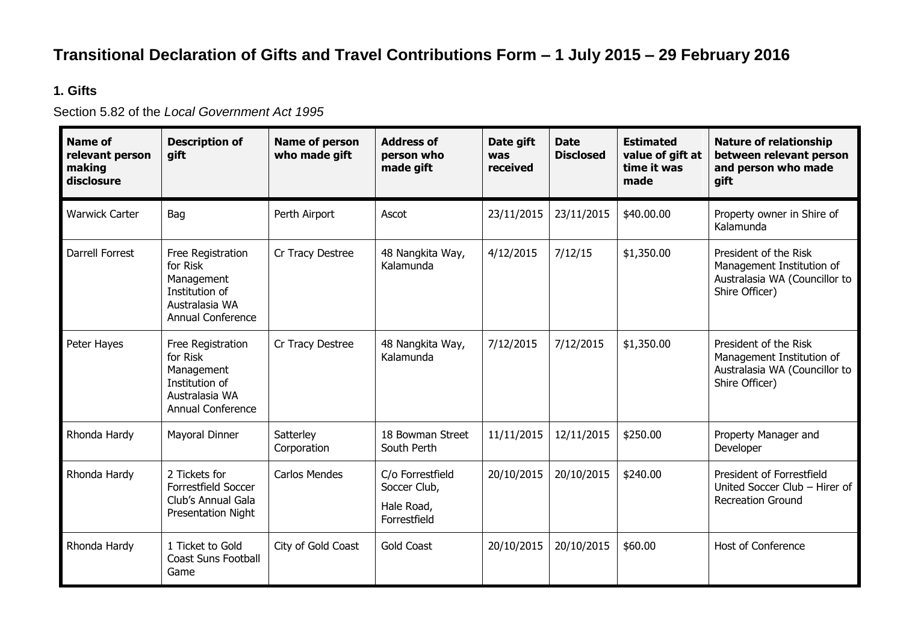# Transitional Declaration of Gifts and Travel Contributions Form – 1 July 2015 – 29 February 2016

## 1. Gifts

Section 5.82 of the *Local Government Act 1995*

| Name of relevant person making disclosure | Description of gift | Name of person who made gift | Address of person who made gift | Date gift was received | Date Disclosed | Estimated value of gift at time it was made | Nature of relationship between relevant person and person who made gift |
|---|---|---|---|---|---|---|---|
| Warwick Carter | Bag | Perth Airport | Ascot | 23/11/2015 | 23/11/2015 | $40.00.00 | Property owner in Shire of Kalamunda |
| Darrell Forrest | Free Registration for Risk Management Institution of Australasia WA Annual Conference | Cr Tracy Destree | 48 Nangkita Way, Kalamunda | 4/12/2015 | 7/12/15 | $1,350.00 | President of the Risk Management Institution of Australasia WA (Councillor to Shire Officer) |
| Peter Hayes | Free Registration for Risk Management Institution of Australasia WA Annual Conference | Cr Tracy Destree | 48 Nangkita Way, Kalamunda | 7/12/2015 | 7/12/2015 | $1,350.00 | President of the Risk Management Institution of Australasia WA (Councillor to Shire Officer) |
| Rhonda Hardy | Mayoral Dinner | Satterley Corporation | 18 Bowman Street South Perth | 11/11/2015 | 12/11/2015 | $250.00 | Property Manager and Developer |
| Rhonda Hardy | 2 Tickets for Forrestfield Soccer Club's Annual Gala Presentation Night | Carlos Mendes | C/o Forrestfield Soccer Club, Hale Road, Forrestfield | 20/10/2015 | 20/10/2015 | $240.00 | President of Forrestfield United Soccer Club – Hirer of Recreation Ground |
| Rhonda Hardy | 1 Ticket to Gold Coast Suns Football Game | City of Gold Coast | Gold Coast | 20/10/2015 | 20/10/2015 | $60.00 | Host of Conference |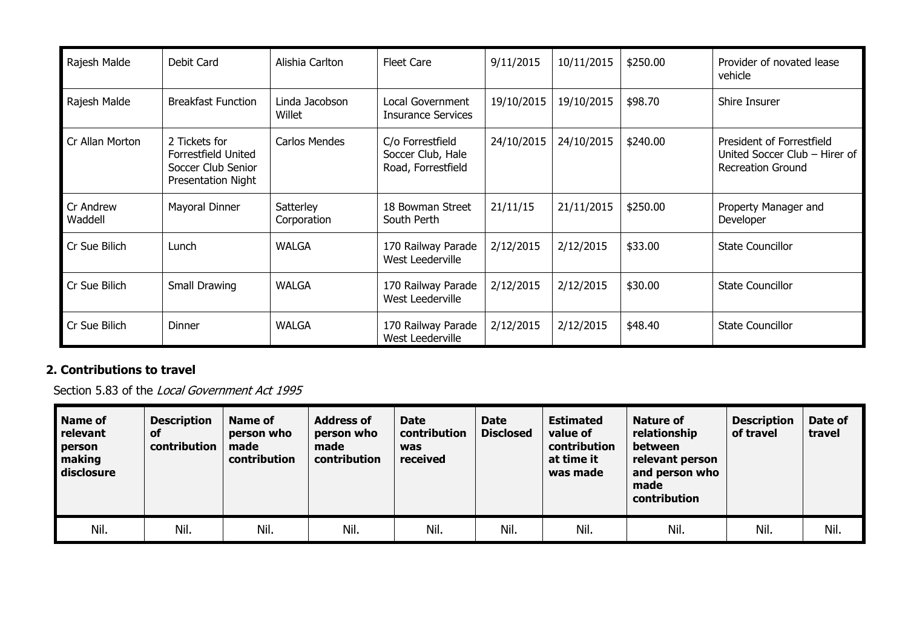| | | | | | | | |
|---|---|---|---|---|---|---|---|
| Rajesh Malde | Debit Card | Alishia Carlton | Fleet Care | 9/11/2015 | 10/11/2015 | $250.00 | Provider of novated lease vehicle |
| Rajesh Malde | Breakfast Function | Linda Jacobson Willet | Local Government Insurance Services | 19/10/2015 | 19/10/2015 | $98.70 | Shire Insurer |
| Cr Allan Morton | 2 Tickets for Forrestfield United Soccer Club Senior Presentation Night | Carlos Mendes | C/o Forrestfield Soccer Club, Hale Road, Forrestfield | 24/10/2015 | 24/10/2015 | $240.00 | President of Forrestfield United Soccer Club – Hirer of Recreation Ground |
| Cr Andrew Waddell | Mayoral Dinner | Satterley Corporation | 18 Bowman Street South Perth | 21/11/15 | 21/11/2015 | $250.00 | Property Manager and Developer |
| Cr Sue Bilich | Lunch | WALGA | 170 Railway Parade West Leederville | 2/12/2015 | 2/12/2015 | $33.00 | State Councillor |
| Cr Sue Bilich | Small Drawing | WALGA | 170 Railway Parade West Leederville | 2/12/2015 | 2/12/2015 | $30.00 | State Councillor |
| Cr Sue Bilich | Dinner | WALGA | 170 Railway Parade West Leederville | 2/12/2015 | 2/12/2015 | $48.40 | State Councillor |

## 2. Contributions to travel

Section 5.83 of the *Local Government Act 1995*

| Name of relevant person making disclosure | Description of contribution | Name of person who made contribution | Address of person who made contribution | Date contribution was received | Date Disclosed | Estimated value of contribution at time it was made | Nature of relationship between relevant person and person who made contribution | Description of travel | Date of travel |
|---|---|---|---|---|---|---|---|---|---|
| Nil. | Nil. | Nil. | Nil. | Nil. | Nil. | Nil. | Nil. | Nil. | Nil. |